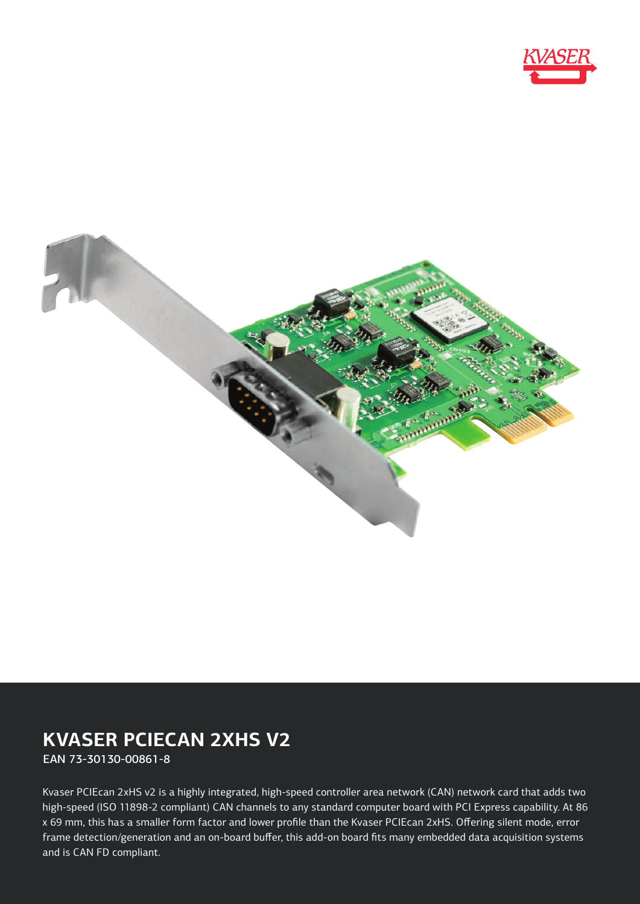# KVASER PCIECAN 2XHS V2

EAN 73-30130-00861-8

Kvaser PCIEcan 2xHS v2 is a highly integrated, high-speed controller area network (CAN) network card that adds two high-speed (ISO 11898-2 compliant) CAN channels to any standard computer board with PCI Express capability. At 86 x 69 mm, this has a smaller form factor and lower profile than the Kvaser PCIEcan 2xHS. Offering silent mode, error frame detection/generation and an on-board buffer, this add-on board fits many embedded data acquisition systems and is CAN FD compliant.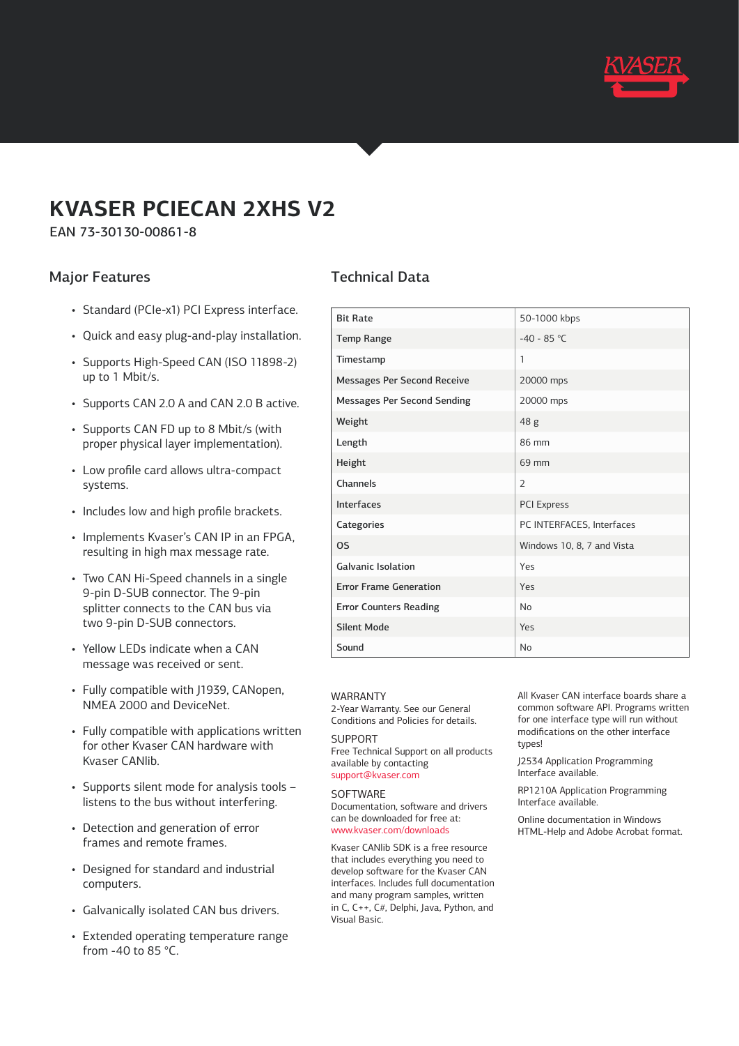# KVASER PCIECAN 2XHS V2

EAN 73-30130-00861-8

## Major Features

- Standard (PCIe-x1) PCI Express interface.
- Quick and easy plug-and-play installation.
- Supports High-Speed CAN (ISO 11898-2) up to 1 Mbit/s.
- Supports CAN 2.0 A and CAN 2.0 B active.
- Supports CAN FD up to 8 Mbit/s (with proper physical layer implementation).
- Low profile card allows ultra-compact systems.
- Includes low and high profile brackets.
- Implements Kvaser's CAN IP in an FPGA, resulting in high max message rate.
- Two CAN Hi-Speed channels in a single 9-pin D-SUB connector. The 9-pin splitter connects to the CAN bus via two 9-pin D-SUB connectors.
- Yellow LEDs indicate when a CAN message was received or sent.
- Fully compatible with J1939, CANopen, NMEA 2000 and DeviceNet.
- Fully compatible with applications written for other Kvaser CAN hardware with Kvaser CANlib.
- Supports silent mode for analysis tools – listens to the bus without interfering.
- Detection and generation of error frames and remote frames.
- Designed for standard and industrial computers.
- Galvanically isolated CAN bus drivers.
- Extended operating temperature range from -40 to 85 °C.

## Technical Data

| | |
|---|---|
| Bit Rate | 50-1000 kbps |
| Temp Range | -40 - 85 °C |
| Timestamp | 1 |
| Messages Per Second Receive | 20000 mps |
| Messages Per Second Sending | 20000 mps |
| Weight | 48 g |
| Length | 86 mm |
| Height | 69 mm |
| Channels | 2 |
| Interfaces | PCI Express |
| Categories | PC INTERFACES, Interfaces |
| OS | Windows 10, 8, 7 and Vista |
| Galvanic Isolation | Yes |
| Error Frame Generation | Yes |
| Error Counters Reading | No |
| Silent Mode | Yes |
| Sound | No |

WARRANTY
2-Year Warranty. See our General Conditions and Policies for details.

SUPPORT
Free Technical Support on all products available by contacting support@kvaser.com

SOFTWARE
Documentation, software and drivers can be downloaded for free at: www.kvaser.com/downloads

Kvaser CANlib SDK is a free resource that includes everything you need to develop software for the Kvaser CAN interfaces. Includes full documentation and many program samples, written in C, C++, C#, Delphi, Java, Python, and Visual Basic.

All Kvaser CAN interface boards share a common software API. Programs written for one interface type will run without modifications on the other interface types!

J2534 Application Programming Interface available.

RP1210A Application Programming Interface available.

Online documentation in Windows HTML-Help and Adobe Acrobat format.